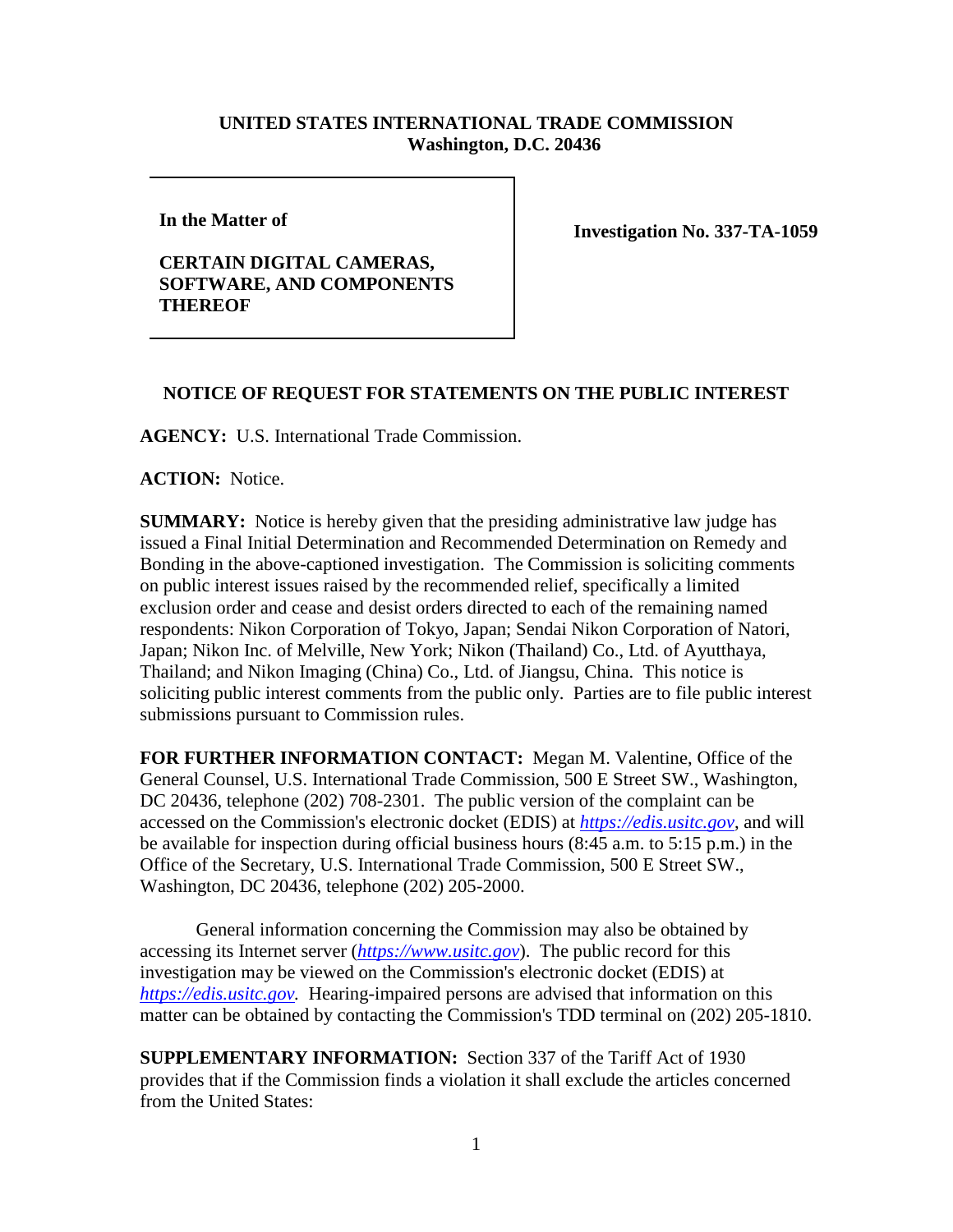**UNITED STATES INTERNATIONAL TRADE COMMISSION**
**Washington, D.C. 20436**

| | |
|---|---|
| **In the Matter of**<br><br>**CERTAIN DIGITAL CAMERAS, SOFTWARE, AND COMPONENTS THEREOF** | **Investigation No. 337-TA-1059** |

## NOTICE OF REQUEST FOR STATEMENTS ON THE PUBLIC INTEREST

**AGENCY:** U.S. International Trade Commission.

**ACTION:** Notice.

**SUMMARY:** Notice is hereby given that the presiding administrative law judge has issued a Final Initial Determination and Recommended Determination on Remedy and Bonding in the above-captioned investigation. The Commission is soliciting comments on public interest issues raised by the recommended relief, specifically a limited exclusion order and cease and desist orders directed to each of the remaining named respondents: Nikon Corporation of Tokyo, Japan; Sendai Nikon Corporation of Natori, Japan; Nikon Inc. of Melville, New York; Nikon (Thailand) Co., Ltd. of Ayutthaya, Thailand; and Nikon Imaging (China) Co., Ltd. of Jiangsu, China. This notice is soliciting public interest comments from the public only. Parties are to file public interest submissions pursuant to Commission rules.

**FOR FURTHER INFORMATION CONTACT:** Megan M. Valentine, Office of the General Counsel, U.S. International Trade Commission, 500 E Street SW., Washington, DC 20436, telephone (202) 708-2301. The public version of the complaint can be accessed on the Commission's electronic docket (EDIS) at *https://edis.usitc.gov*, and will be available for inspection during official business hours (8:45 a.m. to 5:15 p.m.) in the Office of the Secretary, U.S. International Trade Commission, 500 E Street SW., Washington, DC 20436, telephone (202) 205-2000.

General information concerning the Commission may also be obtained by accessing its Internet server (*https://www.usitc.gov*). The public record for this investigation may be viewed on the Commission's electronic docket (EDIS) at *https://edis.usitc.gov*. Hearing-impaired persons are advised that information on this matter can be obtained by contacting the Commission's TDD terminal on (202) 205-1810.

**SUPPLEMENTARY INFORMATION:** Section 337 of the Tariff Act of 1930 provides that if the Commission finds a violation it shall exclude the articles concerned from the United States: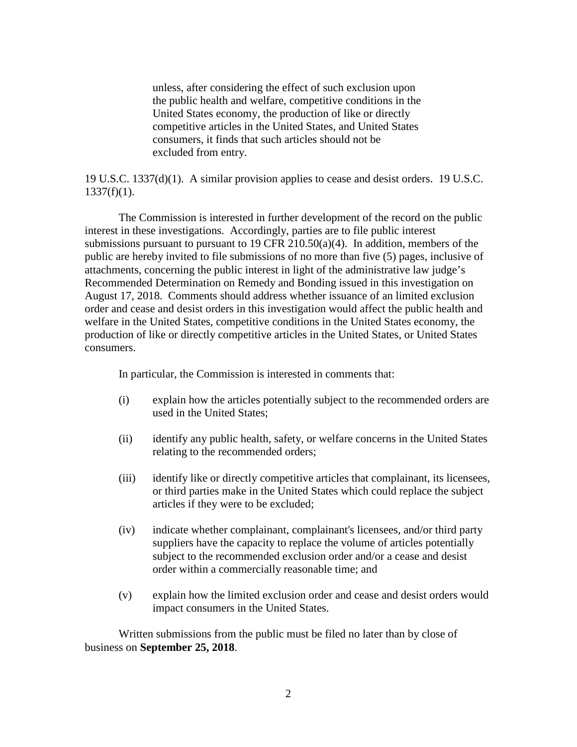> unless, after considering the effect of such exclusion upon the public health and welfare, competitive conditions in the United States economy, the production of like or directly competitive articles in the United States, and United States consumers, it finds that such articles should not be excluded from entry.

19 U.S.C. 1337(d)(1). A similar provision applies to cease and desist orders. 19 U.S.C. 1337(f)(1).

The Commission is interested in further development of the record on the public interest in these investigations. Accordingly, parties are to file public interest submissions pursuant to pursuant to 19 CFR 210.50(a)(4). In addition, members of the public are hereby invited to file submissions of no more than five (5) pages, inclusive of attachments, concerning the public interest in light of the administrative law judge's Recommended Determination on Remedy and Bonding issued in this investigation on August 17, 2018. Comments should address whether issuance of an limited exclusion order and cease and desist orders in this investigation would affect the public health and welfare in the United States, competitive conditions in the United States economy, the production of like or directly competitive articles in the United States, or United States consumers.

In particular, the Commission is interested in comments that:

(i) explain how the articles potentially subject to the recommended orders are used in the United States;

(ii) identify any public health, safety, or welfare concerns in the United States relating to the recommended orders;

(iii) identify like or directly competitive articles that complainant, its licensees, or third parties make in the United States which could replace the subject articles if they were to be excluded;

(iv) indicate whether complainant, complainant's licensees, and/or third party suppliers have the capacity to replace the volume of articles potentially subject to the recommended exclusion order and/or a cease and desist order within a commercially reasonable time; and

(v) explain how the limited exclusion order and cease and desist orders would impact consumers in the United States.

Written submissions from the public must be filed no later than by close of business on **September 25, 2018**.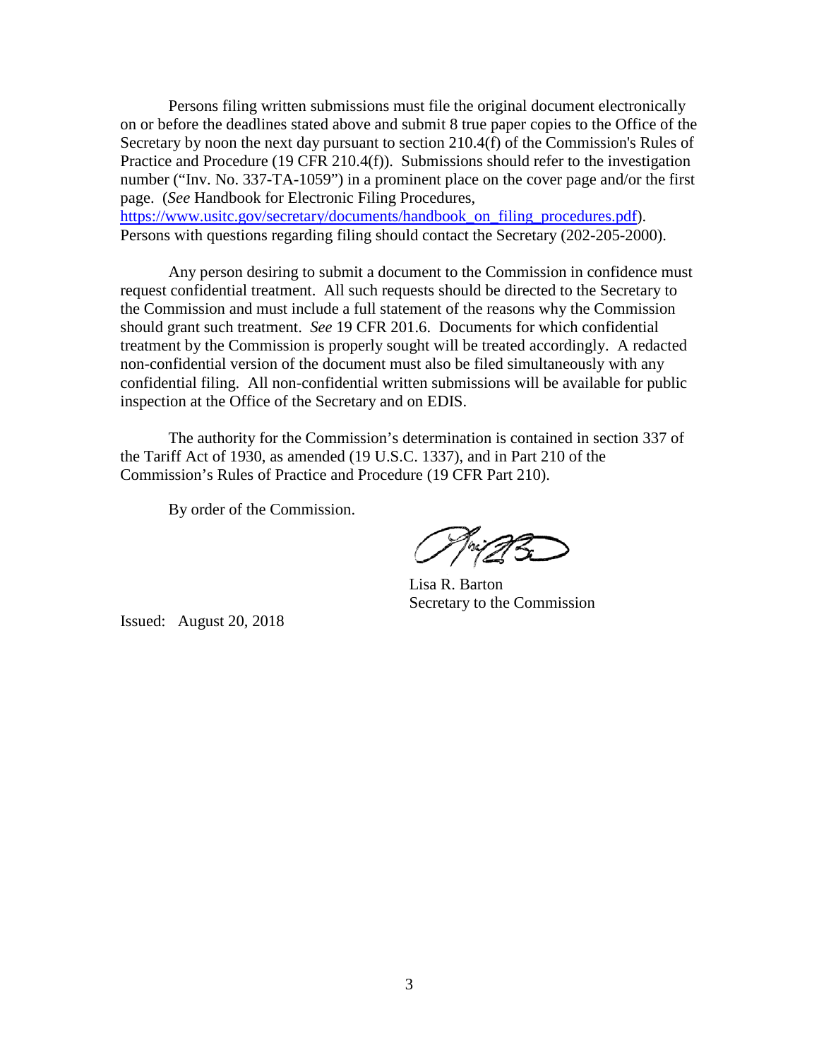Persons filing written submissions must file the original document electronically on or before the deadlines stated above and submit 8 true paper copies to the Office of the Secretary by noon the next day pursuant to section 210.4(f) of the Commission's Rules of Practice and Procedure (19 CFR 210.4(f)). Submissions should refer to the investigation number ("Inv. No. 337-TA-1059") in a prominent place on the cover page and/or the first page. (*See* Handbook for Electronic Filing Procedures, https://www.usitc.gov/secretary/documents/handbook_on_filing_procedures.pdf). Persons with questions regarding filing should contact the Secretary (202-205-2000).

Any person desiring to submit a document to the Commission in confidence must request confidential treatment. All such requests should be directed to the Secretary to the Commission and must include a full statement of the reasons why the Commission should grant such treatment. *See* 19 CFR 201.6. Documents for which confidential treatment by the Commission is properly sought will be treated accordingly. A redacted non-confidential version of the document must also be filed simultaneously with any confidential filing. All non-confidential written submissions will be available for public inspection at the Office of the Secretary and on EDIS.

The authority for the Commission's determination is contained in section 337 of the Tariff Act of 1930, as amended (19 U.S.C. 1337), and in Part 210 of the Commission's Rules of Practice and Procedure (19 CFR Part 210).

By order of the Commission.

Lisa R. Barton
Secretary to the Commission

Issued: August 20, 2018